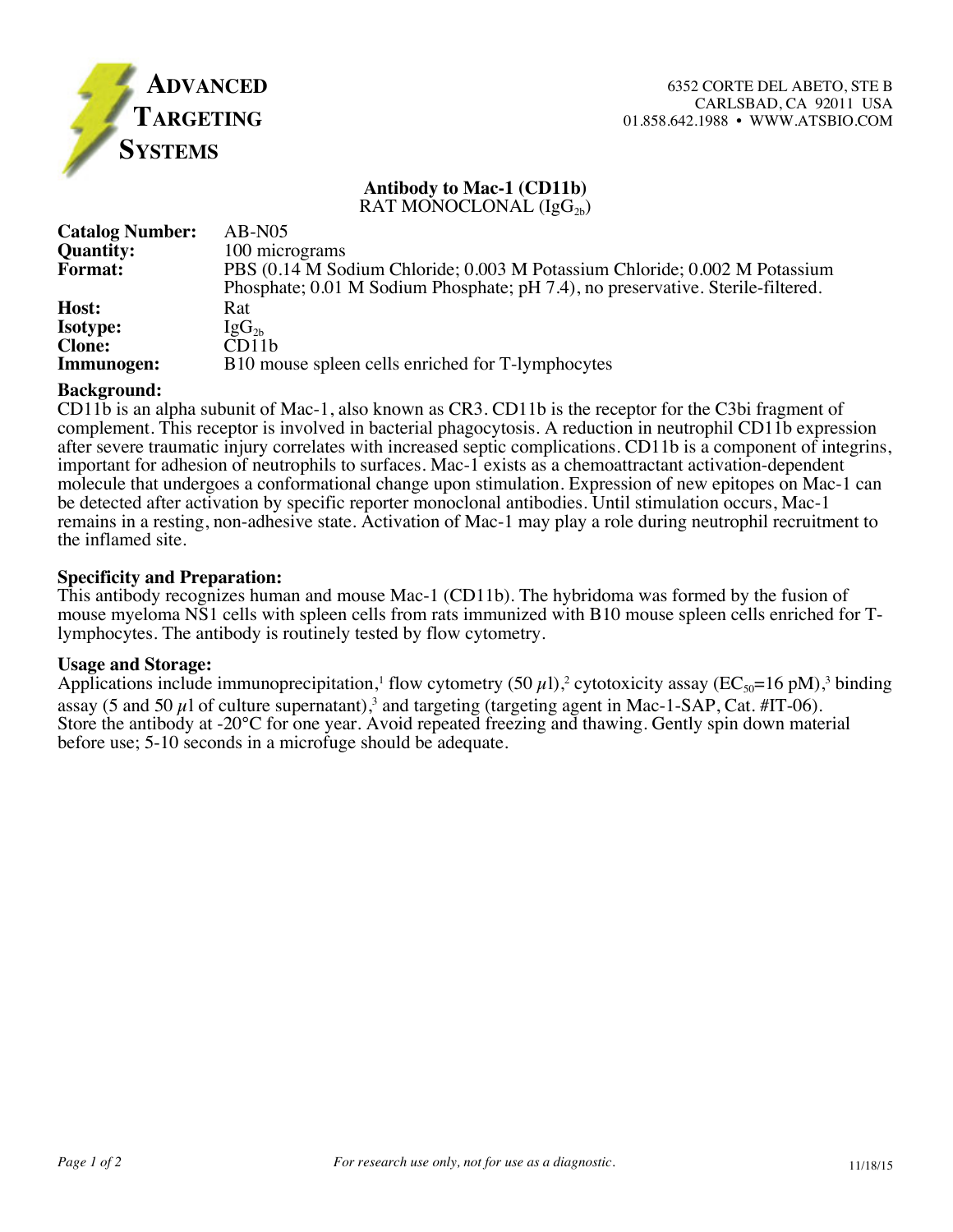# ADVANCED TARGETING SYSTEMS

6352 CORTE DEL ABETO, STE B
CARLSBAD, CA 92011 USA
01.858.642.1988 • WWW.ATSBIO.COM

## Antibody to Mac-1 (CD11b)

RAT MONOCLONAL ($IgG_{2b}$)

| | |
|---|---|
| **Catalog Number:** | AB-N05 |
| **Quantity:** | 100 micrograms |
| **Format:** | PBS (0.14 M Sodium Chloride; 0.003 M Potassium Chloride; 0.002 M Potassium Phosphate; 0.01 M Sodium Phosphate; pH 7.4), no preservative. Sterile-filtered. |
| **Host:** | Rat |
| **Isotype:** | $IgG_{2b}$ |
| **Clone:** | CD11b |
| **Immunogen:** | B10 mouse spleen cells enriched for T-lymphocytes |

### Background:

CD11b is an alpha subunit of Mac-1, also known as CR3. CD11b is the receptor for the C3bi fragment of complement. This receptor is involved in bacterial phagocytosis. A reduction in neutrophil CD11b expression after severe traumatic injury correlates with increased septic complications. CD11b is a component of integrins, important for adhesion of neutrophils to surfaces. Mac-1 exists as a chemoattractant activation-dependent molecule that undergoes a conformational change upon stimulation. Expression of new epitopes on Mac-1 can be detected after activation by specific reporter monoclonal antibodies. Until stimulation occurs, Mac-1 remains in a resting, non-adhesive state. Activation of Mac-1 may play a role during neutrophil recruitment to the inflamed site.

### Specificity and Preparation:

This antibody recognizes human and mouse Mac-1 (CD11b). The hybridoma was formed by the fusion of mouse myeloma NS1 cells with spleen cells from rats immunized with B10 mouse spleen cells enriched for T-lymphocytes. The antibody is routinely tested by flow cytometry.

### Usage and Storage:

Applications include immunoprecipitation,[1] flow cytometry (50 $\mu$l),[2] cytotoxicity assay ($EC_{50}$=16 pM),[3] binding assay (5 and 50 $\mu$l of culture supernatant),[3] and targeting (targeting agent in Mac-1-SAP, Cat. #IT-06).
Store the antibody at -20°C for one year. Avoid repeated freezing and thawing. Gently spin down material before use; 5-10 seconds in a microfuge should be adequate.

*For research use only, not for use as a diagnostic.*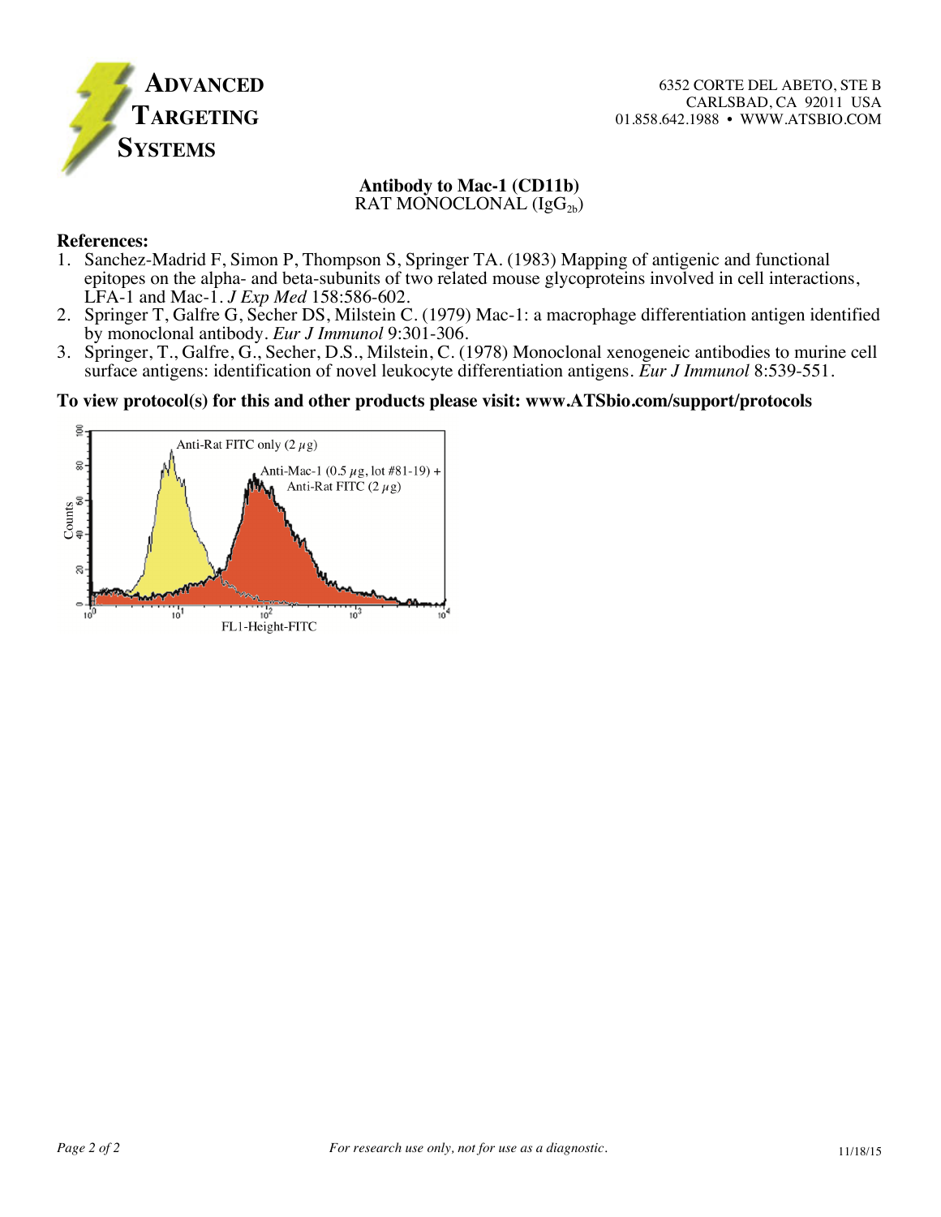**ADVANCED TARGETING SYSTEMS**

6352 CORTE DEL ABETO, STE B
CARLSBAD, CA 92011 USA
01.858.642.1988 • WWW.ATSBIO.COM

**Antibody to Mac-1 (CD11b)**
RAT MONOCLONAL ($IgG_{2b}$)

**References:**

1. Sanchez-Madrid F, Simon P, Thompson S, Springer TA. (1983) Mapping of antigenic and functional epitopes on the alpha- and beta-subunits of two related mouse glycoproteins involved in cell interactions, LFA-1 and Mac-1. *J Exp Med* 158:586-602.
2. Springer T, Galfre G, Secher DS, Milstein C. (1979) Mac-1: a macrophage differentiation antigen identified by monoclonal antibody. *Eur J Immunol* 9:301-306.
3. Springer, T., Galfre, G., Secher, D.S., Milstein, C. (1978) Monoclonal xenogeneic antibodies to murine cell surface antigens: identification of novel leukocyte differentiation antigens. *Eur J Immunol* 8:539-551.

**To view protocol(s) for this and other products please visit: www.ATSbio.com/support/protocols**

Anti-Rat FITC only (2 μg)
Anti-Mac-1 (0.5 μg, lot #81-19) + Anti-Rat FITC (2 μg)
Counts
0
20
40
60
80
100
$10^0$
$10^1$
$10^2$
$10^3$
$10^4$
FL1-Height-FITC

*For research use only, not for use as a diagnostic.*

11/18/15